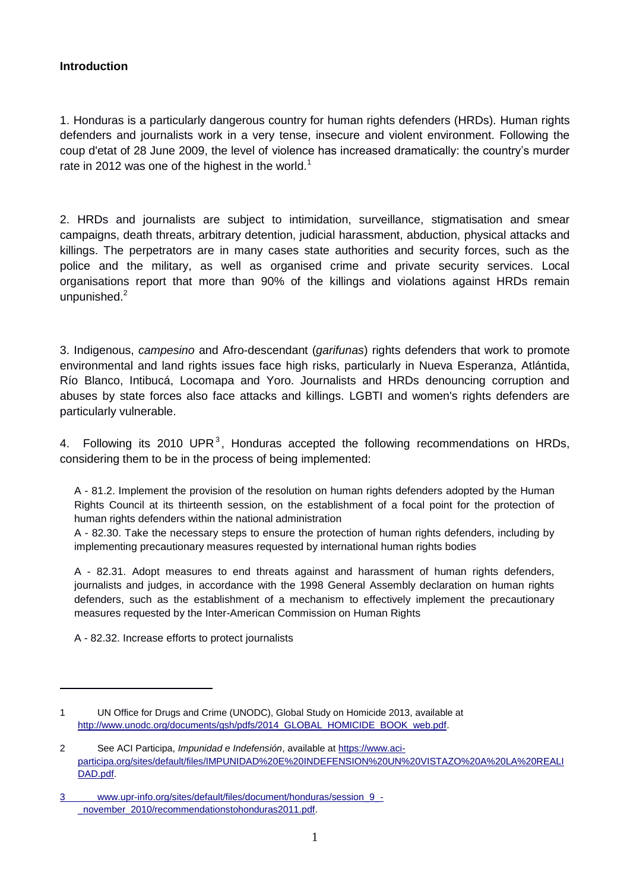**Introduction**

1. Honduras is a particularly dangerous country for human rights defenders (HRDs). Human rights defenders and journalists work in a very tense, insecure and violent environment. Following the coup d'etat of 28 June 2009, the level of violence has increased dramatically: the country's murder rate in 2012 was one of the highest in the world.[1]

2. HRDs and journalists are subject to intimidation, surveillance, stigmatisation and smear campaigns, death threats, arbitrary detention, judicial harassment, abduction, physical attacks and killings. The perpetrators are in many cases state authorities and security forces, such as the police and the military, as well as organised crime and private security services. Local organisations report that more than 90% of the killings and violations against HRDs remain unpunished.[2]

3. Indigenous, *campesino* and Afro-descendant (*garifunas*) rights defenders that work to promote environmental and land rights issues face high risks, particularly in Nueva Esperanza, Atlántida, Río Blanco, Intibucá, Locomapa and Yoro. Journalists and HRDs denouncing corruption and abuses by state forces also face attacks and killings. LGBTI and women's rights defenders are particularly vulnerable.

4. Following its 2010 UPR[3], Honduras accepted the following recommendations on HRDs, considering them to be in the process of being implemented:

> A - 81.2. Implement the provision of the resolution on human rights defenders adopted by the Human Rights Council at its thirteenth session, on the establishment of a focal point for the protection of human rights defenders within the national administration
>
> A - 82.30. Take the necessary steps to ensure the protection of human rights defenders, including by implementing precautionary measures requested by international human rights bodies
>
> A - 82.31. Adopt measures to end threats against and harassment of human rights defenders, journalists and judges, in accordance with the 1998 General Assembly declaration on human rights defenders, such as the establishment of a mechanism to effectively implement the precautionary measures requested by the Inter-American Commission on Human Rights
>
> A - 82.32. Increase efforts to protect journalists

---

1 UN Office for Drugs and Crime (UNODC), Global Study on Homicide 2013, available at http://www.unodc.org/documents/gsh/pdfs/2014_GLOBAL_HOMICIDE_BOOK_web.pdf.

2 See ACI Participa, *Impunidad e Indefensión*, available at https://www.aci-participa.org/sites/default/files/IMPUNIDAD%20E%20INDEFENSION%20UN%20VISTAZO%20A%20LA%20REALIDAD.pdf.

3 www.upr-info.org/sites/default/files/document/honduras/session_9_-_november_2010/recommendationstohonduras2011.pdf.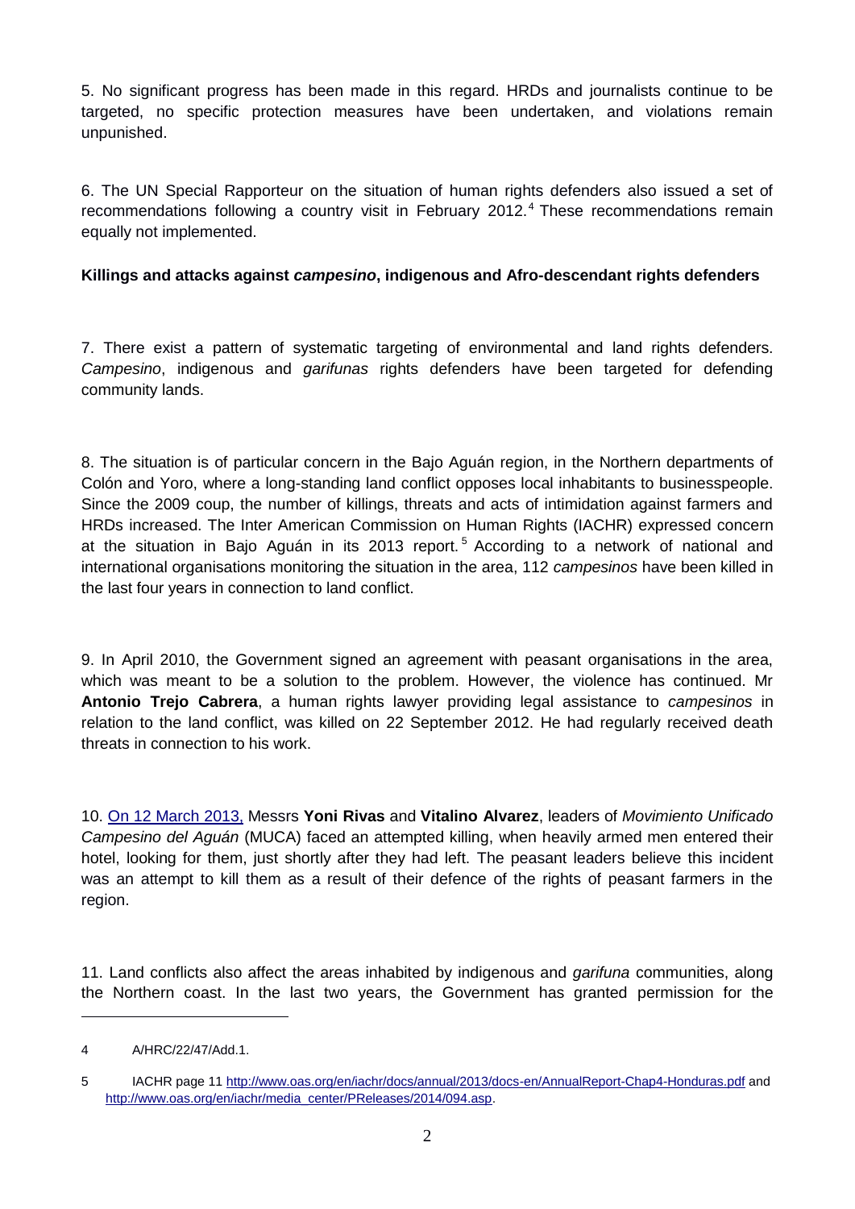5. No significant progress has been made in this regard. HRDs and journalists continue to be targeted, no specific protection measures have been undertaken, and violations remain unpunished.

6. The UN Special Rapporteur on the situation of human rights defenders also issued a set of recommendations following a country visit in February 2012.[4] These recommendations remain equally not implemented.

**Killings and attacks against *campesino*, indigenous and Afro-descendant rights defenders**

7. There exist a pattern of systematic targeting of environmental and land rights defenders. *Campesino*, indigenous and *garifunas* rights defenders have been targeted for defending community lands.

8. The situation is of particular concern in the Bajo Aguán region, in the Northern departments of Colón and Yoro, where a long-standing land conflict opposes local inhabitants to businesspeople. Since the 2009 coup, the number of killings, threats and acts of intimidation against farmers and HRDs increased. The Inter American Commission on Human Rights (IACHR) expressed concern at the situation in Bajo Aguán in its 2013 report.[5] According to a network of national and international organisations monitoring the situation in the area, 112 *campesinos* have been killed in the last four years in connection to land conflict.

9. In April 2010, the Government signed an agreement with peasant organisations in the area, which was meant to be a solution to the problem. However, the violence has continued. Mr **Antonio Trejo Cabrera**, a human rights lawyer providing legal assistance to *campesinos* in relation to the land conflict, was killed on 22 September 2012. He had regularly received death threats in connection to his work.

10. On 12 March 2013, Messrs **Yoni Rivas** and **Vitalino Alvarez**, leaders of *Movimiento Unificado Campesino del Aguán* (MUCA) faced an attempted killing, when heavily armed men entered their hotel, looking for them, just shortly after they had left. The peasant leaders believe this incident was an attempt to kill them as a result of their defence of the rights of peasant farmers in the region.

11. Land conflicts also affect the areas inhabited by indigenous and *garifuna* communities, along the Northern coast. In the last two years, the Government has granted permission for the

---

4 A/HRC/22/47/Add.1.

5 IACHR page 11 http://www.oas.org/en/iachr/docs/annual/2013/docs-en/AnnualReport-Chap4-Honduras.pdf and http://www.oas.org/en/iachr/media_center/PReleases/2014/094.asp.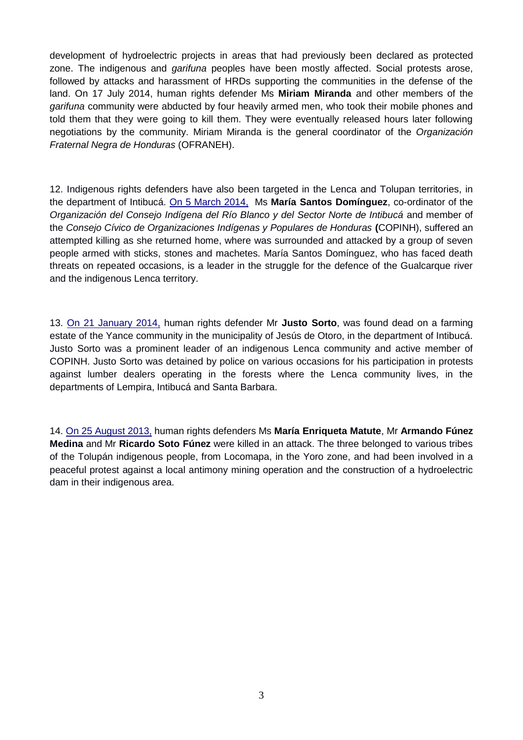development of hydroelectric projects in areas that had previously been declared as protected zone. The indigenous and *garifuna* peoples have been mostly affected. Social protests arose, followed by attacks and harassment of HRDs supporting the communities in the defense of the land. On 17 July 2014, human rights defender Ms **Miriam Miranda** and other members of the *garifuna* community were abducted by four heavily armed men, who took their mobile phones and told them that they were going to kill them. They were eventually released hours later following negotiations by the community. Miriam Miranda is the general coordinator of the *Organización Fraternal Negra de Honduras* (OFRANEH).

12. Indigenous rights defenders have also been targeted in the Lenca and Tolupan territories, in the department of Intibucá. On 5 March 2014, Ms **María Santos Domínguez**, co-ordinator of the *Organización del Consejo Indígena del Río Blanco y del Sector Norte de Intibucá* and member of the *Consejo Cívico de Organizaciones Indígenas y Populares de Honduras* **(**COPINH), suffered an attempted killing as she returned home, where was surrounded and attacked by a group of seven people armed with sticks, stones and machetes. María Santos Domínguez, who has faced death threats on repeated occasions, is a leader in the struggle for the defence of the Gualcarque river and the indigenous Lenca territory.

13. On 21 January 2014, human rights defender Mr **Justo Sorto**, was found dead on a farming estate of the Yance community in the municipality of Jesús de Otoro, in the department of Intibucá. Justo Sorto was a prominent leader of an indigenous Lenca community and active member of COPINH. Justo Sorto was detained by police on various occasions for his participation in protests against lumber dealers operating in the forests where the Lenca community lives, in the departments of Lempira, Intibucá and Santa Barbara.

14. On 25 August 2013, human rights defenders Ms **María Enriqueta Matute**, Mr **Armando Fúnez Medina** and Mr **Ricardo Soto Fúnez** were killed in an attack. The three belonged to various tribes of the Tolupán indigenous people, from Locomapa, in the Yoro zone, and had been involved in a peaceful protest against a local antimony mining operation and the construction of a hydroelectric dam in their indigenous area.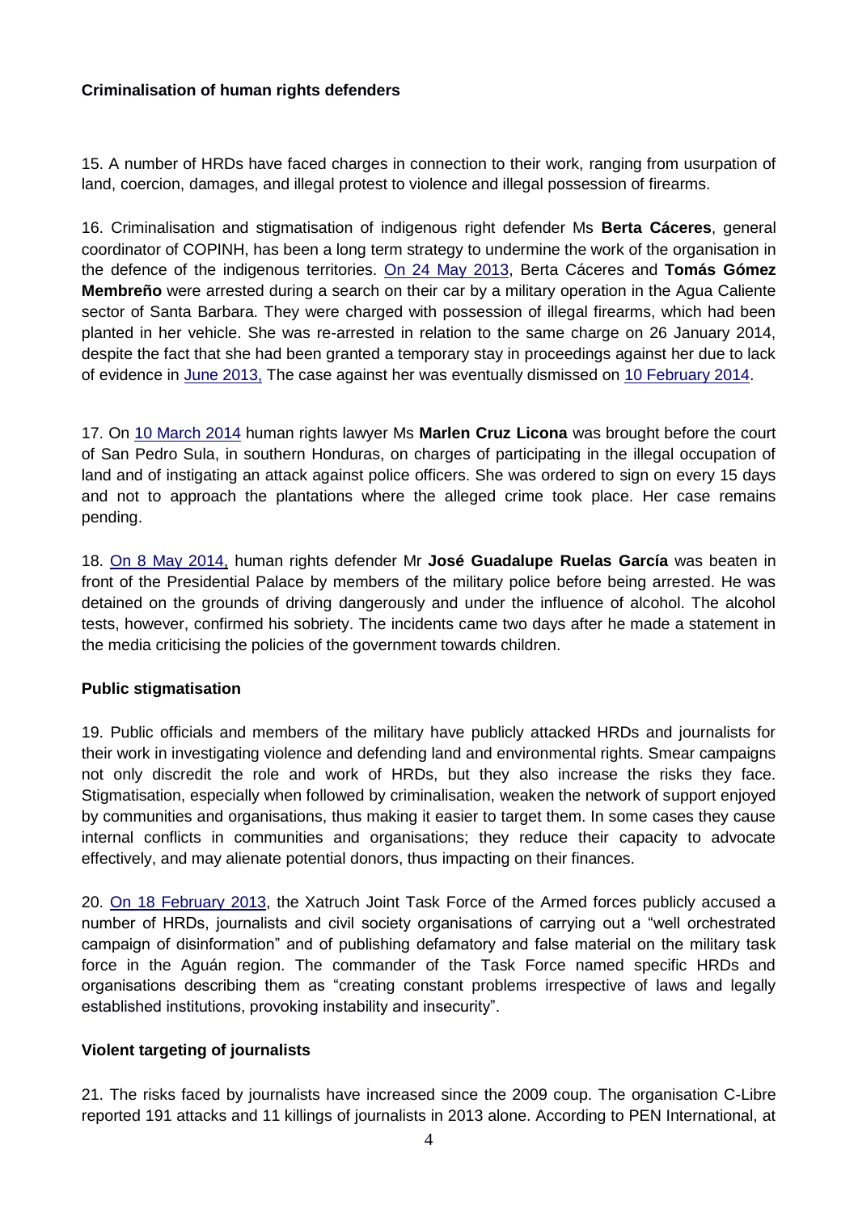### Criminalisation of human rights defenders

15. A number of HRDs have faced charges in connection to their work, ranging from usurpation of land, coercion, damages, and illegal protest to violence and illegal possession of firearms.

16. Criminalisation and stigmatisation of indigenous right defender Ms **Berta Cáceres**, general coordinator of COPINH, has been a long term strategy to undermine the work of the organisation in the defence of the indigenous territories. On 24 May 2013, Berta Cáceres and **Tomás Gómez Membreño** were arrested during a search on their car by a military operation in the Agua Caliente sector of Santa Barbara. They were charged with possession of illegal firearms, which had been planted in her vehicle. She was re-arrested in relation to the same charge on 26 January 2014, despite the fact that she had been granted a temporary stay in proceedings against her due to lack of evidence in June 2013, The case against her was eventually dismissed on 10 February 2014.

17. On 10 March 2014 human rights lawyer Ms **Marlen Cruz Licona** was brought before the court of San Pedro Sula, in southern Honduras, on charges of participating in the illegal occupation of land and of instigating an attack against police officers. She was ordered to sign on every 15 days and not to approach the plantations where the alleged crime took place. Her case remains pending.

18. On 8 May 2014, human rights defender Mr **José Guadalupe Ruelas García** was beaten in front of the Presidential Palace by members of the military police before being arrested. He was detained on the grounds of driving dangerously and under the influence of alcohol. The alcohol tests, however, confirmed his sobriety. The incidents came two days after he made a statement in the media criticising the policies of the government towards children.

### Public stigmatisation

19. Public officials and members of the military have publicly attacked HRDs and journalists for their work in investigating violence and defending land and environmental rights. Smear campaigns not only discredit the role and work of HRDs, but they also increase the risks they face. Stigmatisation, especially when followed by criminalisation, weaken the network of support enjoyed by communities and organisations, thus making it easier to target them. In some cases they cause internal conflicts in communities and organisations; they reduce their capacity to advocate effectively, and may alienate potential donors, thus impacting on their finances.

20. On 18 February 2013, the Xatruch Joint Task Force of the Armed forces publicly accused a number of HRDs, journalists and civil society organisations of carrying out a "well orchestrated campaign of disinformation" and of publishing defamatory and false material on the military task force in the Aguán region. The commander of the Task Force named specific HRDs and organisations describing them as "creating constant problems irrespective of laws and legally established institutions, provoking instability and insecurity".

### Violent targeting of journalists

21. The risks faced by journalists have increased since the 2009 coup. The organisation C-Libre reported 191 attacks and 11 killings of journalists in 2013 alone. According to PEN International, at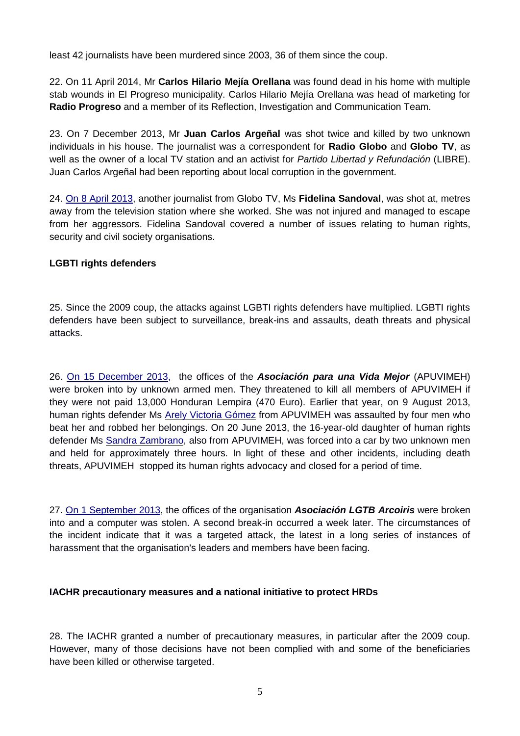least 42 journalists have been murdered since 2003, 36 of them since the coup.

22. On 11 April 2014, Mr **Carlos Hilario Mejía Orellana** was found dead in his home with multiple stab wounds in El Progreso municipality. Carlos Hilario Mejía Orellana was head of marketing for **Radio Progreso** and a member of its Reflection, Investigation and Communication Team.

23. On 7 December 2013, Mr **Juan Carlos Argeñal** was shot twice and killed by two unknown individuals in his house. The journalist was a correspondent for **Radio Globo** and **Globo TV**, as well as the owner of a local TV station and an activist for *Partido Libertad y Refundación* (LIBRE). Juan Carlos Argeñal had been reporting about local corruption in the government.

24. On 8 April 2013, another journalist from Globo TV, Ms **Fidelina Sandoval**, was shot at, metres away from the television station where she worked. She was not injured and managed to escape from her aggressors. Fidelina Sandoval covered a number of issues relating to human rights, security and civil society organisations.

**LGBTI rights defenders**

25. Since the 2009 coup, the attacks against LGBTI rights defenders have multiplied. LGBTI rights defenders have been subject to surveillance, break-ins and assaults, death threats and physical attacks.

26. On 15 December 2013, the offices of the ***Asociación para una Vida Mejor*** (APUVIMEH) were broken into by unknown armed men. They threatened to kill all members of APUVIMEH if they were not paid 13,000 Honduran Lempira (470 Euro). Earlier that year, on 9 August 2013, human rights defender Ms Arely Victoria Gómez from APUVIMEH was assaulted by four men who beat her and robbed her belongings. On 20 June 2013, the 16-year-old daughter of human rights defender Ms Sandra Zambrano, also from APUVIMEH, was forced into a car by two unknown men and held for approximately three hours. In light of these and other incidents, including death threats, APUVIMEH stopped its human rights advocacy and closed for a period of time.

27. On 1 September 2013, the offices of the organisation ***Asociación LGTB Arcoiris*** were broken into and a computer was stolen. A second break-in occurred a week later. The circumstances of the incident indicate that it was a targeted attack, the latest in a long series of instances of harassment that the organisation's leaders and members have been facing.

**IACHR precautionary measures and a national initiative to protect HRDs**

28. The IACHR granted a number of precautionary measures, in particular after the 2009 coup. However, many of those decisions have not been complied with and some of the beneficiaries have been killed or otherwise targeted.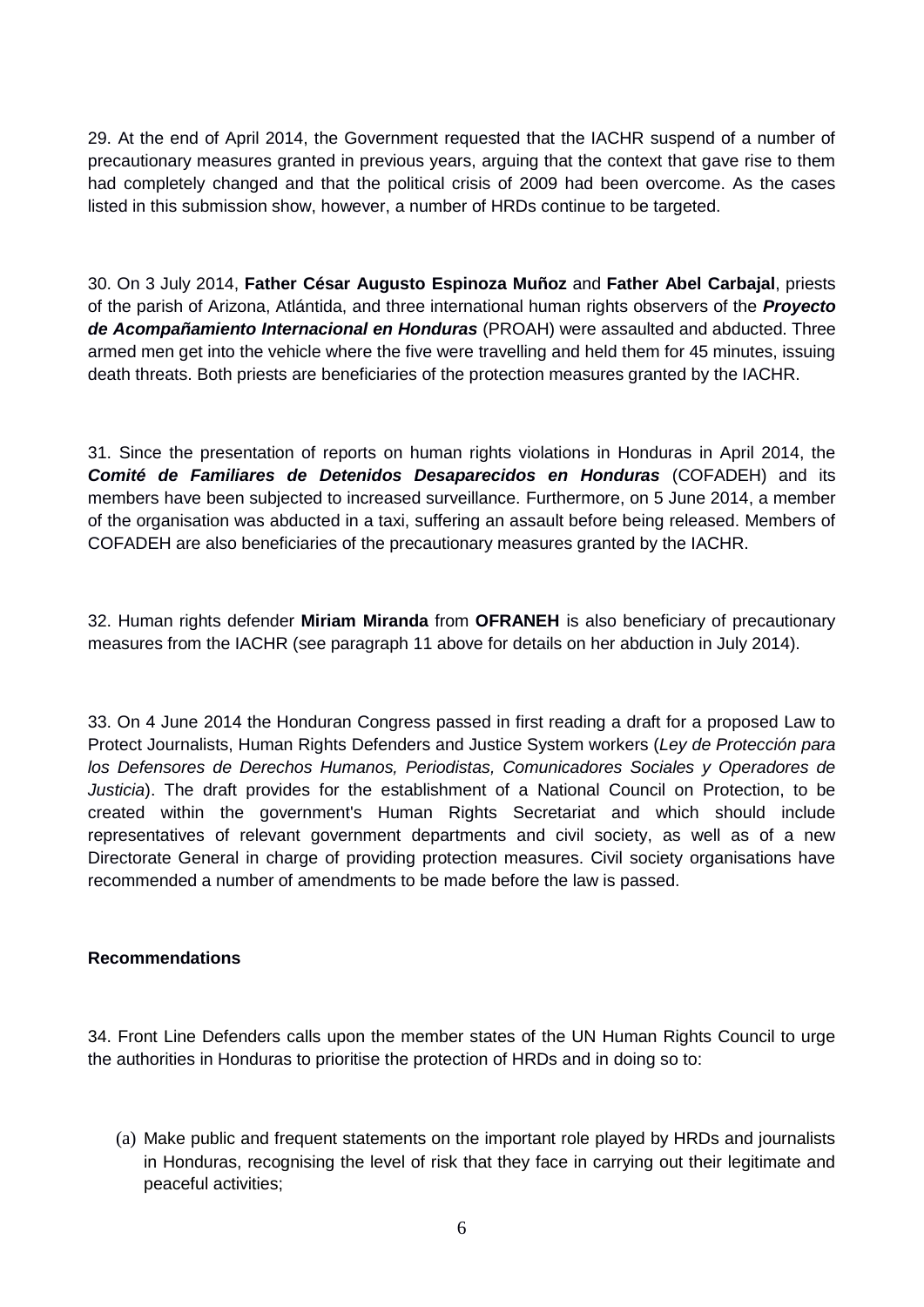29. At the end of April 2014, the Government requested that the IACHR suspend of a number of precautionary measures granted in previous years, arguing that the context that gave rise to them had completely changed and that the political crisis of 2009 had been overcome. As the cases listed in this submission show, however, a number of HRDs continue to be targeted.

30. On 3 July 2014, **Father César Augusto Espinoza Muñoz** and **Father Abel Carbajal**, priests of the parish of Arizona, Atlántida, and three international human rights observers of the ***Proyecto de Acompañamiento Internacional en Honduras*** (PROAH) were assaulted and abducted. Three armed men get into the vehicle where the five were travelling and held them for 45 minutes, issuing death threats. Both priests are beneficiaries of the protection measures granted by the IACHR.

31. Since the presentation of reports on human rights violations in Honduras in April 2014, the ***Comité de Familiares de Detenidos Desaparecidos en Honduras*** (COFADEH) and its members have been subjected to increased surveillance. Furthermore, on 5 June 2014, a member of the organisation was abducted in a taxi, suffering an assault before being released. Members of COFADEH are also beneficiaries of the precautionary measures granted by the IACHR.

32. Human rights defender **Miriam Miranda** from **OFRANEH** is also beneficiary of precautionary measures from the IACHR (see paragraph 11 above for details on her abduction in July 2014).

33. On 4 June 2014 the Honduran Congress passed in first reading a draft for a proposed Law to Protect Journalists, Human Rights Defenders and Justice System workers (*Ley de Protección para los Defensores de Derechos Humanos, Periodistas, Comunicadores Sociales y Operadores de Justicia*). The draft provides for the establishment of a National Council on Protection, to be created within the government's Human Rights Secretariat and which should include representatives of relevant government departments and civil society, as well as of a new Directorate General in charge of providing protection measures. Civil society organisations have recommended a number of amendments to be made before the law is passed.

**Recommendations**

34. Front Line Defenders calls upon the member states of the UN Human Rights Council to urge the authorities in Honduras to prioritise the protection of HRDs and in doing so to:

(a) Make public and frequent statements on the important role played by HRDs and journalists in Honduras, recognising the level of risk that they face in carrying out their legitimate and peaceful activities;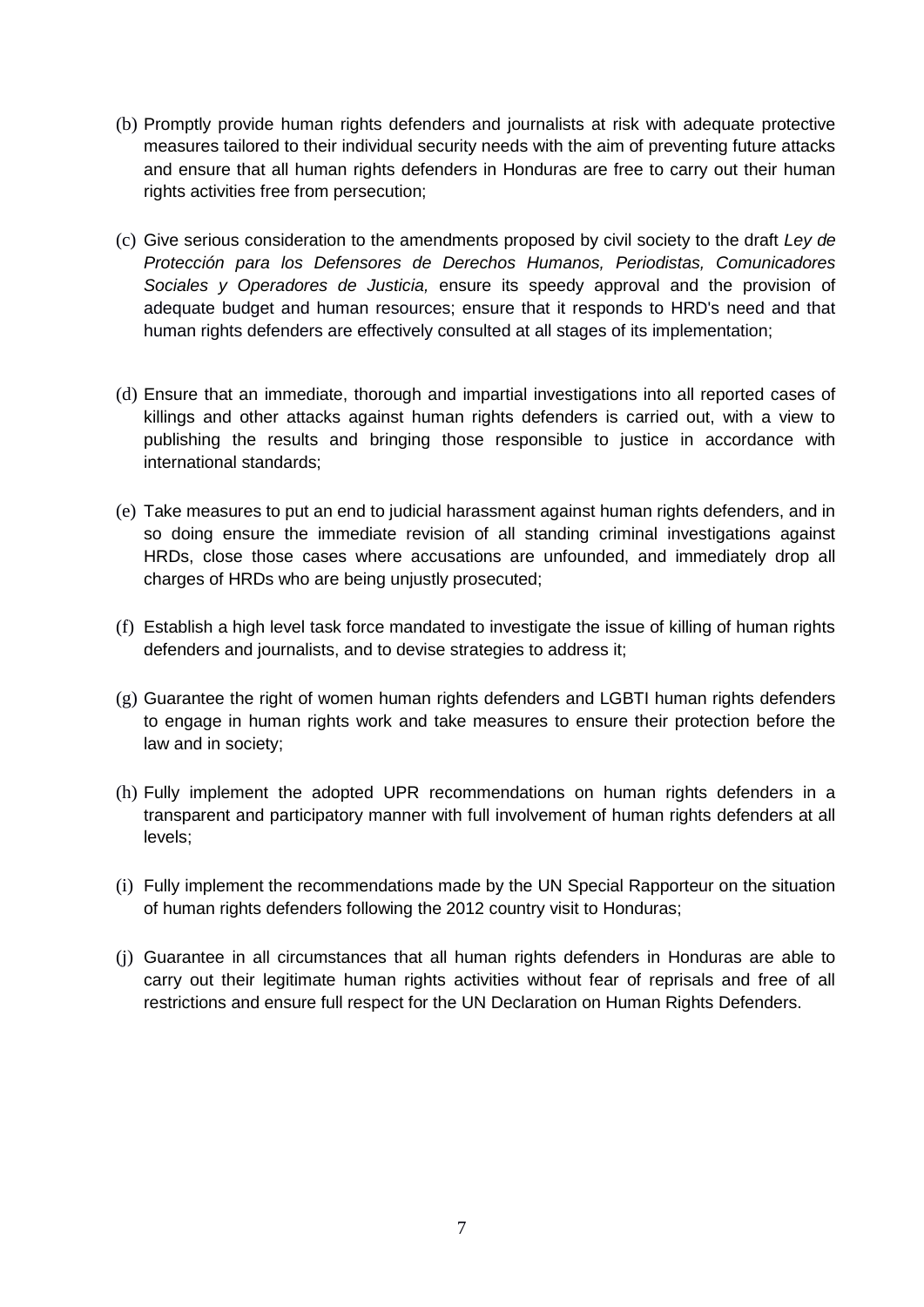(b) Promptly provide human rights defenders and journalists at risk with adequate protective measures tailored to their individual security needs with the aim of preventing future attacks and ensure that all human rights defenders in Honduras are free to carry out their human rights activities free from persecution;

(c) Give serious consideration to the amendments proposed by civil society to the draft *Ley de Protección para los Defensores de Derechos Humanos, Periodistas, Comunicadores Sociales y Operadores de Justicia,* ensure its speedy approval and the provision of adequate budget and human resources; ensure that it responds to HRD's need and that human rights defenders are effectively consulted at all stages of its implementation;

(d) Ensure that an immediate, thorough and impartial investigations into all reported cases of killings and other attacks against human rights defenders is carried out, with a view to publishing the results and bringing those responsible to justice in accordance with international standards;

(e) Take measures to put an end to judicial harassment against human rights defenders, and in so doing ensure the immediate revision of all standing criminal investigations against HRDs, close those cases where accusations are unfounded, and immediately drop all charges of HRDs who are being unjustly prosecuted;

(f) Establish a high level task force mandated to investigate the issue of killing of human rights defenders and journalists, and to devise strategies to address it;

(g) Guarantee the right of women human rights defenders and LGBTI human rights defenders to engage in human rights work and take measures to ensure their protection before the law and in society;

(h) Fully implement the adopted UPR recommendations on human rights defenders in a transparent and participatory manner with full involvement of human rights defenders at all levels;

(i) Fully implement the recommendations made by the UN Special Rapporteur on the situation of human rights defenders following the 2012 country visit to Honduras;

(j) Guarantee in all circumstances that all human rights defenders in Honduras are able to carry out their legitimate human rights activities without fear of reprisals and free of all restrictions and ensure full respect for the UN Declaration on Human Rights Defenders.